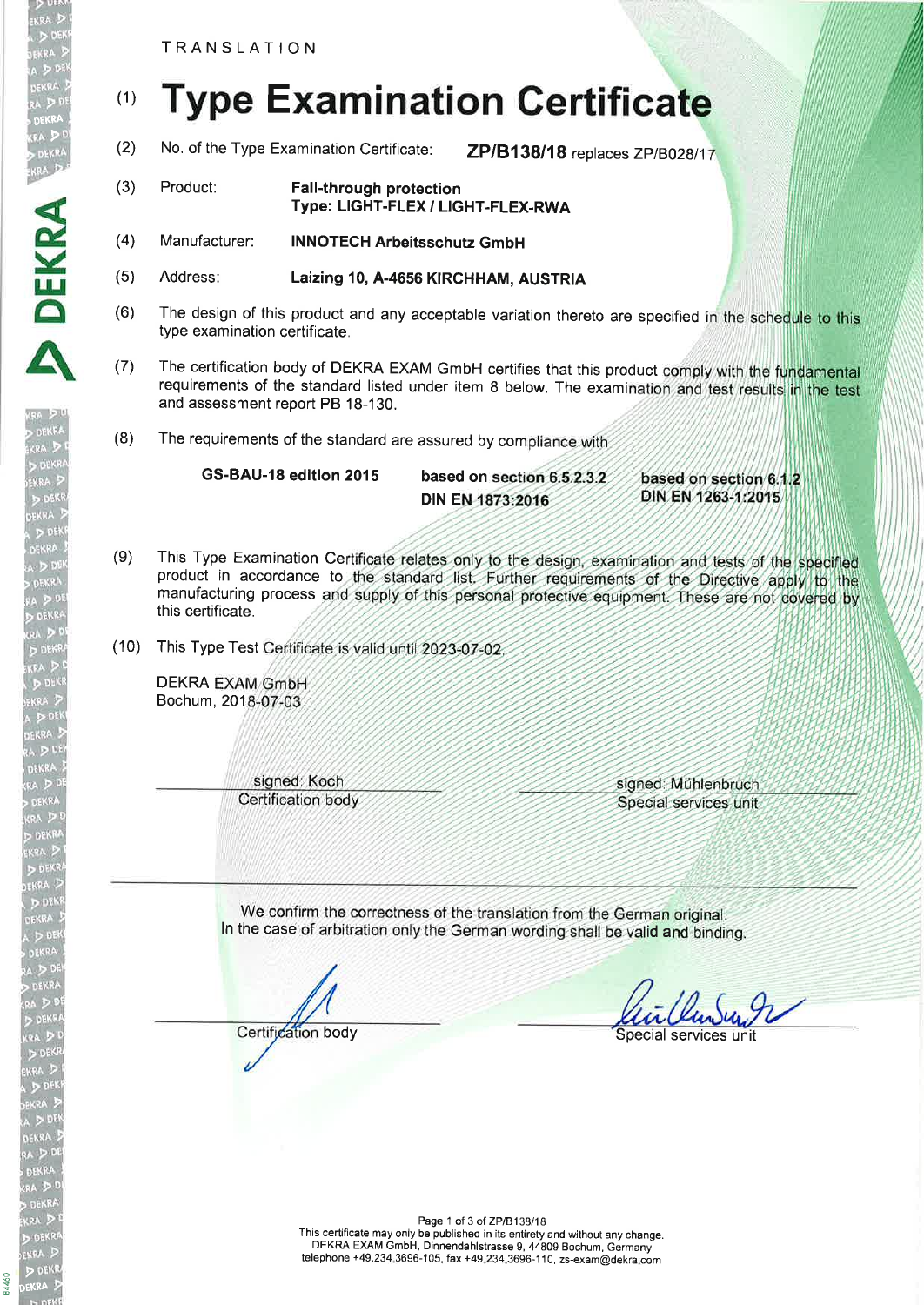TRANSLATION

# (1) Type Examination Certificate

(2) No. of the Type Examination Certificate: **ZP/B138/18** replaces ZP/B028/17

(3) Product: **Fall-through protection**
**Type: LIGHT-FLEX / LIGHT-FLEX-RWA**

(4) Manufacturer: **INNOTECH Arbeitsschutz GmbH**

(5) Address: **Laizing 10, A-4656 KIRCHHAM, AUSTRIA**

(6) The design of this product and any acceptable variation thereto are specified in the schedule to this type examination certificate.

(7) The certification body of DEKRA EXAM GmbH certifies that this product comply with the fundamental requirements of the standard listed under item 8 below. The examination and test results in the test and assessment report PB 18-130.

(8) The requirements of the standard are assured by compliance with

| **GS-BAU-18 edition 2015** | **based on section 6.5.2.3.2 DIN EN 1873:2016** | **based on section 6.1.2 DIN EN 1263-1:2015** |
|---|---|---|

(9) This Type Examination Certificate relates only to the design, examination and tests of the specified product in accordance to the standard list. Further requirements of the Directive apply to the manufacturing process and supply of this personal protective equipment. These are not covered by this certificate.

(10) This Type Test Certificate is valid until 2023-07-02.

DEKRA EXAM GmbH
Bochum, 2018-07-03

| signed: Koch | signed: Mühlenbruch |
|---|---|
| Certification body | Special services unit |

We confirm the correctness of the translation from the German original.
In the case of arbitration only the German wording shall be valid and binding.

| Certification body | Special services unit |
|---|---|

This certificate may only be published in its entirety and without any change.
DEKRA EXAM GmbH, Dinnendahlstrasse 9, 44809 Bochum, Germany
telephone +49.234.3696-105, fax +49.234.3696-110, zs-exam@dekra.com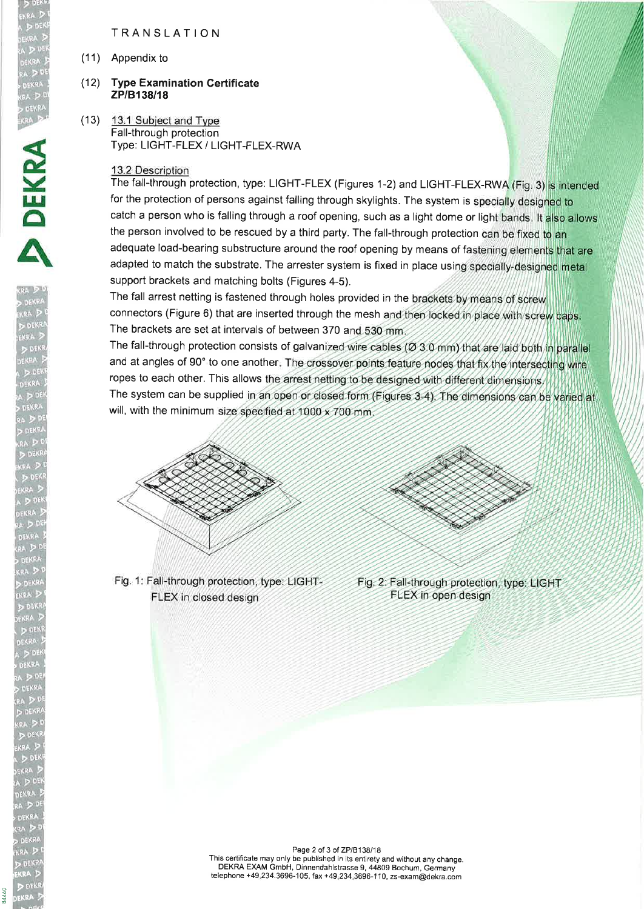TRANSLATION

(11) Appendix to

(12) **Type Examination Certificate ZP/B138/18**

(13) 13.1 Subject and Type

Fall-through protection

Type: LIGHT-FLEX / LIGHT-FLEX-RWA

13.2 Description

The fall-through protection, type: LIGHT-FLEX (Figures 1-2) and LIGHT-FLEX-RWA (Fig. 3) is intended for the protection of persons against falling through skylights. The system is specially designed to catch a person who is falling through a roof opening, such as a light dome or light bands. It also allows the person involved to be rescued by a third party. The fall-through protection can be fixed to an adequate load-bearing substructure around the roof opening by means of fastening elements that are adapted to match the substrate. The arrester system is fixed in place using specially-designed metal support brackets and matching bolts (Figures 4-5).

The fall arrest netting is fastened through holes provided in the brackets by means of screw connectors (Figure 6) that are inserted through the mesh and then locked in place with screw caps. The brackets are set at intervals of between 370 and 530 mm.

The fall-through protection consists of galvanized wire cables (Ø 3.0 mm) that are laid both in parallel and at angles of 90° to one another. The crossover points feature nodes that fix the intersecting wire ropes to each other. This allows the arrest netting to be designed with different dimensions.

The system can be supplied in an open or closed form (Figures 3-4). The dimensions can be varied at will, with the minimum size specified at 1000 x 700 mm.

Fig. 1: Fall-through protection, type: LIGHT-FLEX in closed design

Fig. 2: Fall-through protection, type: LIGHT FLEX in open design

This certificate may only be published in its entirety and without any change.
DEKRA EXAM GmbH, Dinnendahlstrasse 9, 44809 Bochum, Germany
telephone +49.234.3696-105, fax +49.234.3696-110, zs-exam@dekra.com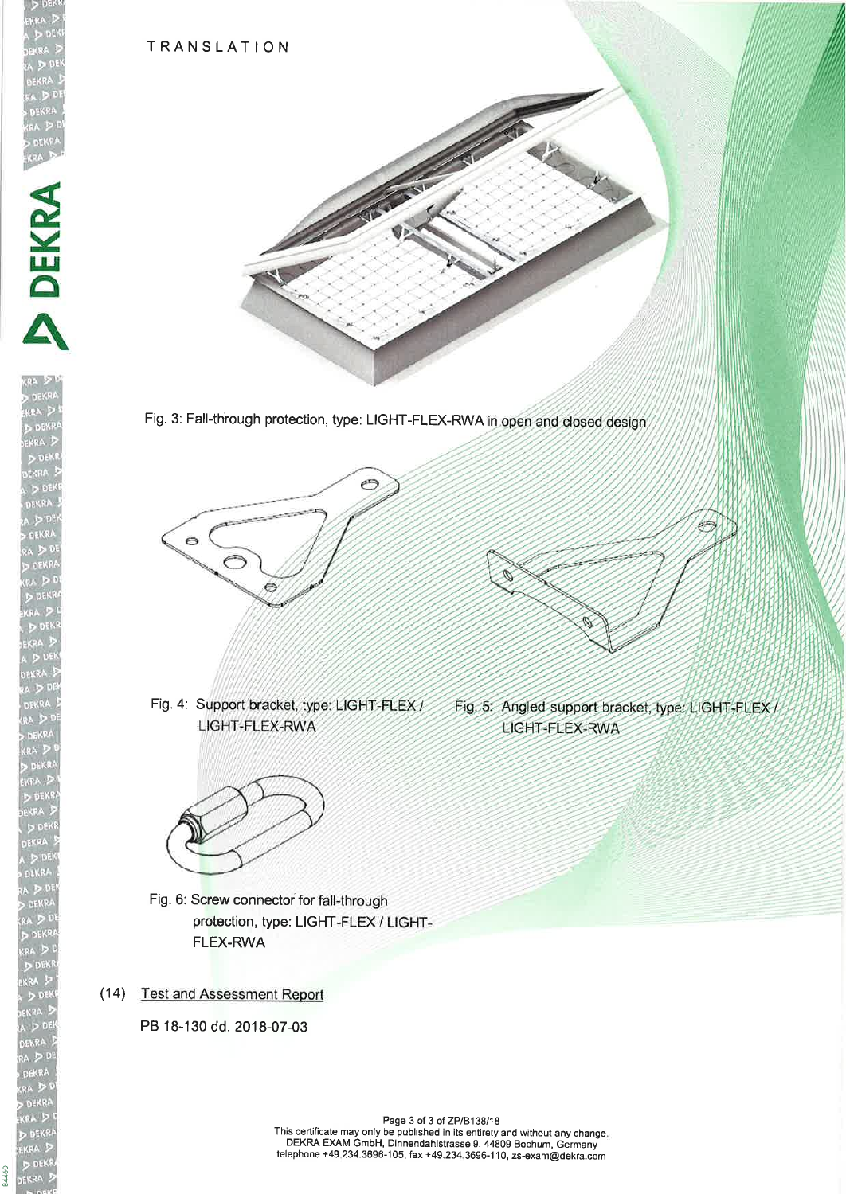TRANSLATION

Fig. 3: Fall-through protection, type: LIGHT-FLEX-RWA in open and closed design

Fig. 4: Support bracket, type: LIGHT-FLEX / LIGHT-FLEX-RWA

Fig. 5: Angled support bracket, type: LIGHT-FLEX / LIGHT-FLEX-RWA

Fig. 6: Screw connector for fall-through protection, type: LIGHT-FLEX / LIGHT-FLEX-RWA

(14) Test and Assessment Report

PB 18-130 dd. 2018-07-03

This certificate may only be published in its entirety and without any change.
DEKRA EXAM GmbH, Dinnendahlstrasse 9, 44809 Bochum, Germany
telephone +49.234.3696-105, fax +49.234.3696-110, zs-exam@dekra.com